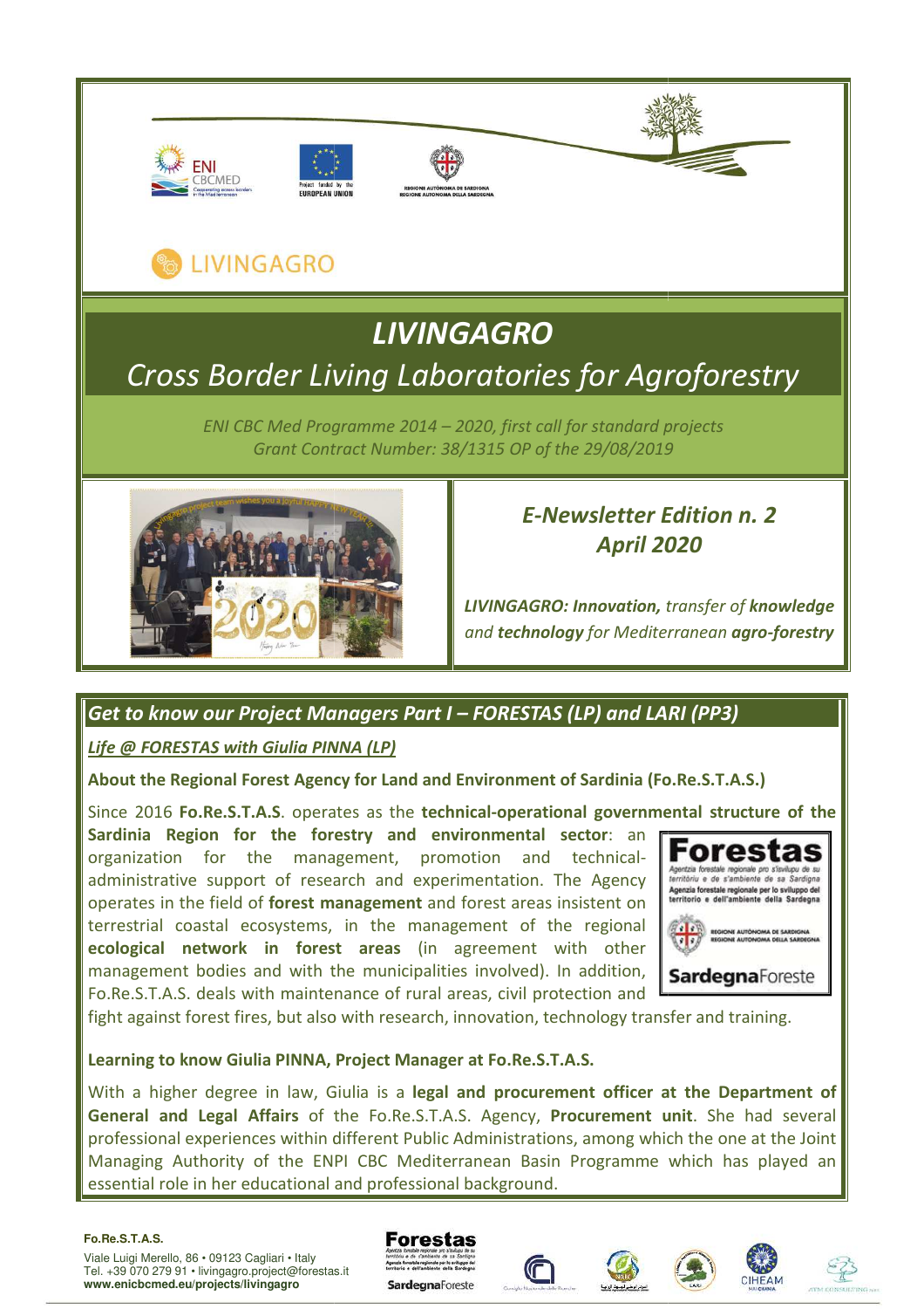LIVINGAGRO

# LIVINGAGRO
## Cross Border Living Laboratories for Agroforestry

*ENI CBC Med Programme 2014 – 2020, first call for standard projects*
*Grant Contract Number: 38/1315 OP of the 29/08/2019*

### *E-Newsletter Edition n. 2*
### *April 2020*

***LIVINGAGRO: Innovation,** transfer of **knowledge** and **technology** for Mediterranean **agro-forestry***

## *Get to know our Project Managers Part I – FORESTAS (LP) and LARI (PP3)*

### *Life @ FORESTAS with Giulia PINNA (LP)*

**About the Regional Forest Agency for Land and Environment of Sardinia (Fo.Re.S.T.A.S.)**

Since 2016 **Fo.Re.S.T.A.S**. operates as the **technical-operational governmental structure of the Sardinia Region for the forestry and environmental sector**: an organization for the management, promotion and technical-administrative support of research and experimentation. The Agency operates in the field of **forest management** and forest areas insistent on terrestrial coastal ecosystems, in the management of the regional **ecological network in forest areas** (in agreement with other management bodies and with the municipalities involved). In addition, Fo.Re.S.T.A.S. deals with maintenance of rural areas, civil protection and fight against forest fires, but also with research, innovation, technology transfer and training.

**Learning to know Giulia PINNA, Project Manager at Fo.Re.S.T.A.S.**

With a higher degree in law, Giulia is a **legal and procurement officer at the Department of General and Legal Affairs** of the Fo.Re.S.T.A.S. Agency, **Procurement** unit. She had several professional experiences within different Public Administrations, among which the one at the Joint Managing Authority of the ENPI CBC Mediterranean Basin Programme which has played an essential role in her educational and professional background.

**Fo.Re.S.T.A.S.**
Viale Luigi Merello, 86 • 09123 Cagliari • Italy
Tel. +39 070 279 91 • livingagro.project@forestas.it
**www.enicbcmed.eu/projects/livingagro**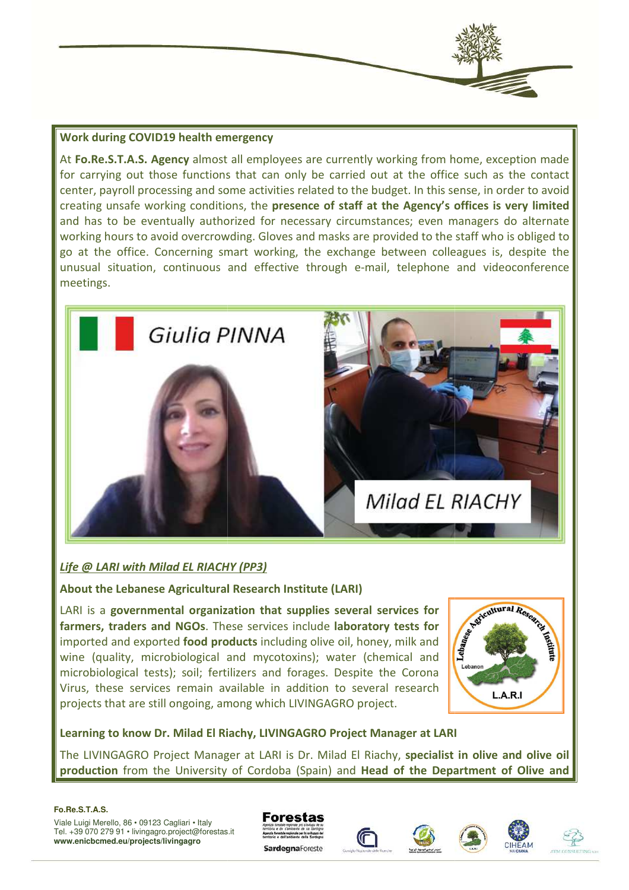**Work during COVID19 health emergency**

At **Fo.Re.S.T.A.S. Agency** almost all employees are currently working from home, exception made for carrying out those functions that can only be carried out at the office such as the contact center, payroll processing and some activities related to the budget. In this sense, in order to avoid creating unsafe working conditions, the **presence of staff at the Agency's offices is very limited** and has to be eventually authorized for necessary circumstances; even managers do alternate working hours to avoid overcrowding. Gloves and masks are provided to the staff who is obliged to go at the office. Concerning smart working, the exchange between colleagues is, despite the unusual situation, continuous and effective through e-mail, telephone and videoconference meetings.

Giulia PINNA

Milad EL RIACHY

***Life @ LARI with Milad EL RIACHY (PP3)***

**About the Lebanese Agricultural Research Institute (LARI)**

LARI is a **governmental organization that supplies several services for farmers, traders and NGOs**. These services include **laboratory tests for** imported and exported **food products** including olive oil, honey, milk and wine (quality, microbiological and mycotoxins); water (chemical and microbiological tests); soil; fertilizers and forages. Despite the Corona Virus, these services remain available in addition to several research projects that are still ongoing, among which LIVINGAGRO project.

**Learning to know Dr. Milad El Riachy, LIVINGAGRO Project Manager at LARI**

The LIVINGAGRO Project Manager at LARI is Dr. Milad El Riachy, **specialist in olive and olive oil production** from the University of Cordoba (Spain) and **Head of the Department of Olive and**

**Fo.Re.S.T.A.S.**
Viale Luigi Merello, 86 • 09123 Cagliari • Italy
Tel. +39 070 279 91 • livingagro.project@forestas.it
**www.enicbcmed.eu/projects/livingagro**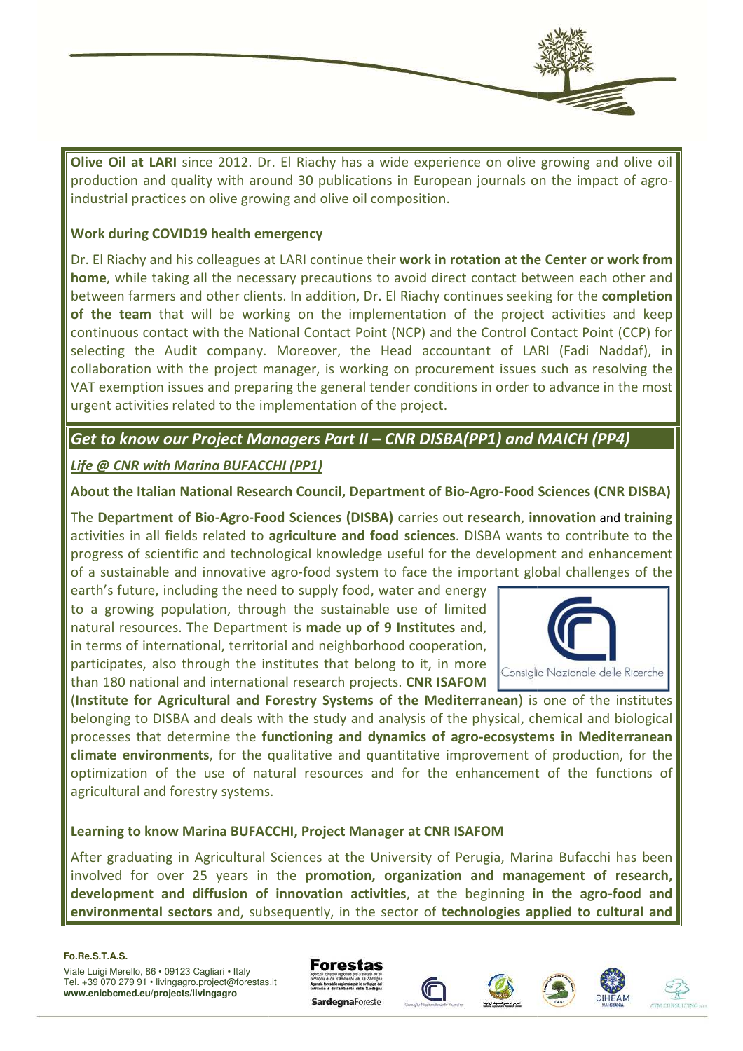**Olive Oil at LARI** since 2012. Dr. El Riachy has a wide experience on olive growing and olive oil production and quality with around 30 publications in European journals on the impact of agro-industrial practices on olive growing and olive oil composition.

**Work during COVID19 health emergency**

Dr. El Riachy and his colleagues at LARI continue their **work in rotation at the Center or work from home**, while taking all the necessary precautions to avoid direct contact between each other and between farmers and other clients. In addition, Dr. El Riachy continues seeking for the **completion of the team** that will be working on the implementation of the project activities and keep continuous contact with the National Contact Point (NCP) and the Control Contact Point (CCP) for selecting the Audit company. Moreover, the Head accountant of LARI (Fadi Naddaf), in collaboration with the project manager, is working on procurement issues such as resolving the VAT exemption issues and preparing the general tender conditions in order to advance in the most urgent activities related to the implementation of the project.

## *Get to know our Project Managers Part II – CNR DISBA(PP1) and MAICH (PP4)*

### *Life @ CNR with Marina BUFACCHI (PP1)*

**About the Italian National Research Council, Department of Bio-Agro-Food Sciences (CNR DISBA)**

The **Department of Bio-Agro-Food Sciences (DISBA)** carries out **research**, **innovation** and **training** activities in all fields related to **agriculture and food sciences**. DISBA wants to contribute to the progress of scientific and technological knowledge useful for the development and enhancement of a sustainable and innovative agro-food system to face the important global challenges of the earth's future, including the need to supply food, water and energy to a growing population, through the sustainable use of limited natural resources. The Department is **made up of 9 Institutes** and, in terms of international, territorial and neighborhood cooperation, participates, also through the institutes that belong to it, in more than 180 national and international research projects. **CNR ISAFOM** (**Institute for Agricultural and Forestry Systems of the Mediterranean**) is one of the institutes belonging to DISBA and deals with the study and analysis of the physical, chemical and biological processes that determine the **functioning and dynamics of agro-ecosystems in Mediterranean climate environments**, for the qualitative and quantitative improvement of production, for the optimization of the use of natural resources and for the enhancement of the functions of agricultural and forestry systems.

**Learning to know Marina BUFACCHI, Project Manager at CNR ISAFOM**

After graduating in Agricultural Sciences at the University of Perugia, Marina Bufacchi has been involved for over 25 years in the **promotion, organization and management of research, development and diffusion of innovation activities**, at the beginning **in the agro-food and environmental sectors** and, subsequently, in the sector of **technologies applied to cultural and**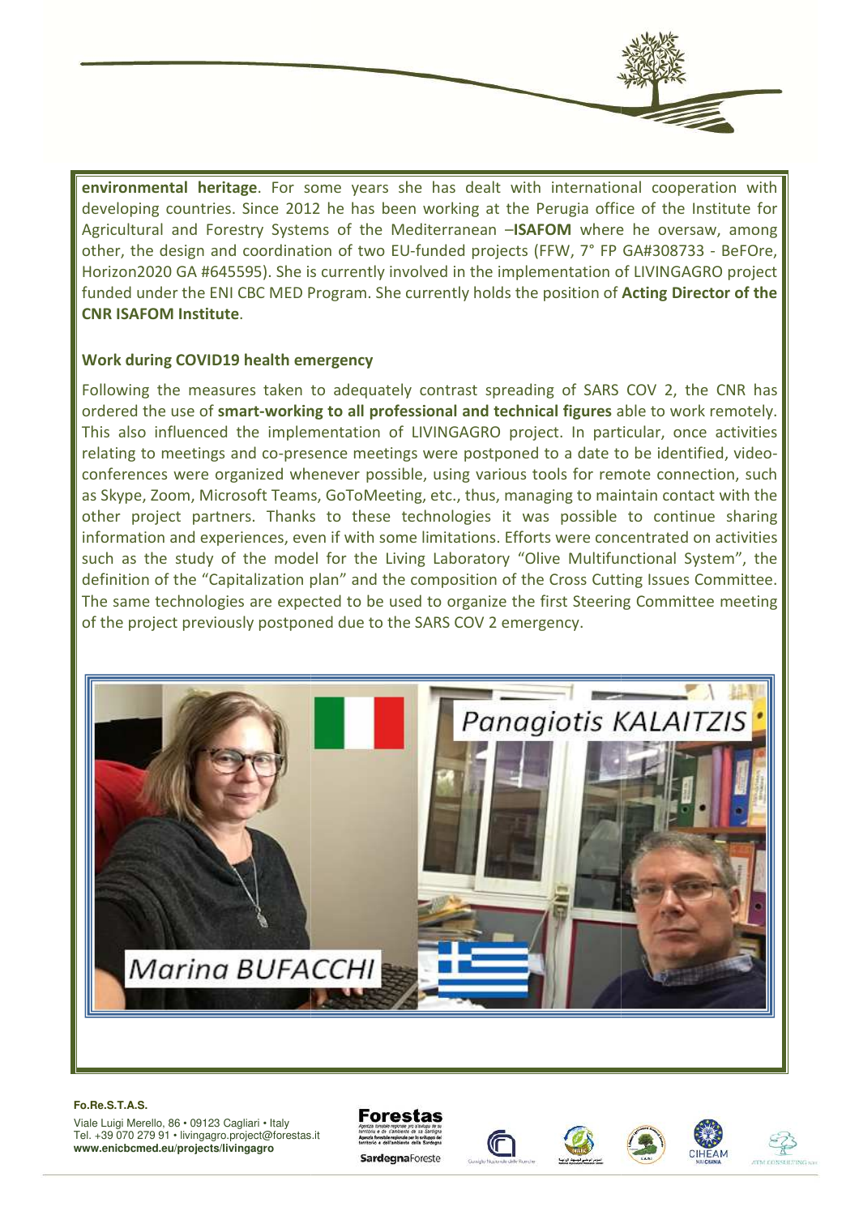**environmental heritage**. For some years she has dealt with international cooperation with developing countries. Since 2012 he has been working at the Perugia office of the Institute for Agricultural and Forestry Systems of the Mediterranean –**ISAFOM** where he oversaw, among other, the design and coordination of two EU-funded projects (FFW, 7° FP GA#308733 - BeFOre, Horizon2020 GA #645595). She is currently involved in the implementation of LIVINGAGRO project funded under the ENI CBC MED Program. She currently holds the position of **Acting Director of the CNR ISAFOM Institute**.

**Work during COVID19 health emergency**

Following the measures taken to adequately contrast spreading of SARS COV 2, the CNR has ordered the use of **smart-working to all professional and technical figures** able to work remotely. This also influenced the implementation of LIVINGAGRO project. In particular, once activities relating to meetings and co-presence meetings were postponed to a date to be identified, video-conferences were organized whenever possible, using various tools for remote connection, such as Skype, Zoom, Microsoft Teams, GoToMeeting, etc., thus, managing to maintain contact with the other project partners. Thanks to these technologies it was possible to continue sharing information and experiences, even if with some limitations. Efforts were concentrated on activities such as the study of the model for the Living Laboratory "Olive Multifunctional System", the definition of the "Capitalization plan" and the composition of the Cross Cutting Issues Committee. The same technologies are expected to be used to organize the first Steering Committee meeting of the project previously postponed due to the SARS COV 2 emergency.

Marina BUFACCHI

Panagiotis KALAITZIS

**Fo.Re.S.T.A.S.**
Viale Luigi Merello, 86 • 09123 Cagliari • Italy
Tel. +39 070 279 91 • livingagro.project@forestas.it
**www.enicbcmed.eu/projects/livingagro**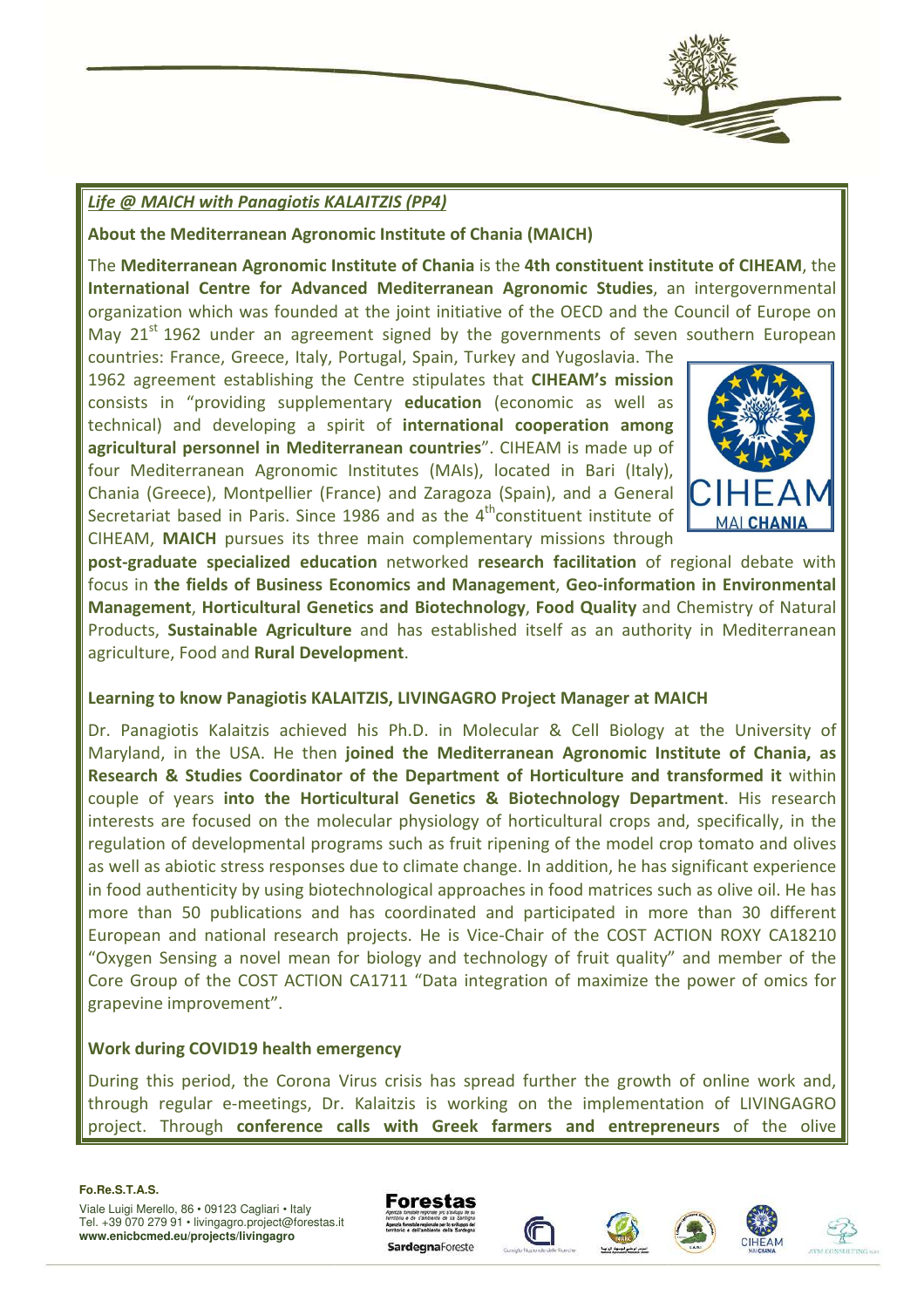***Life @ MAICH with Panagiotis KALAITZIS (PP4)***

**About the Mediterranean Agronomic Institute of Chania (MAICH)**

The **Mediterranean Agronomic Institute of Chania** is the **4th constituent institute of CIHEAM**, the **International Centre for Advanced Mediterranean Agronomic Studies**, an intergovernmental organization which was founded at the joint initiative of the OECD and the Council of Europe on May 21st 1962 under an agreement signed by the governments of seven southern European countries: France, Greece, Italy, Portugal, Spain, Turkey and Yugoslavia. The 1962 agreement establishing the Centre stipulates that **CIHEAM's mission** consists in "providing supplementary **education** (economic as well as technical) and developing a spirit of **international cooperation among agricultural personnel in Mediterranean countries**". CIHEAM is made up of four Mediterranean Agronomic Institutes (MAIs), located in Bari (Italy), Chania (Greece), Montpellier (France) and Zaragoza (Spain), and a General Secretariat based in Paris. Since 1986 and as the 4th constituent institute of CIHEAM, **MAICH** pursues its three main complementary missions through **post-graduate specialized education** networked **research facilitation** of regional debate with focus in **the fields of Business Economics and Management**, **Geo-information in Environmental Management**, **Horticultural Genetics and Biotechnology**, **Food Quality** and Chemistry of Natural Products, **Sustainable Agriculture** and has established itself as an authority in Mediterranean agriculture, Food and **Rural Development**.

**Learning to know Panagiotis KALAITZIS, LIVINGAGRO Project Manager at MAICH**

Dr. Panagiotis Kalaitzis achieved his Ph.D. in Molecular & Cell Biology at the University of Maryland, in the USA. He then **joined the Mediterranean Agronomic Institute of Chania, as Research & Studies Coordinator of the Department of Horticulture and transformed it** within couple of years **into the Horticultural Genetics & Biotechnology Department**. His research interests are focused on the molecular physiology of horticultural crops and, specifically, in the regulation of developmental programs such as fruit ripening of the model crop tomato and olives as well as abiotic stress responses due to climate change. In addition, he has significant experience in food authenticity by using biotechnological approaches in food matrices such as olive oil. He has more than 50 publications and has coordinated and participated in more than 30 different European and national research projects. He is Vice-Chair of the COST ACTION ROXY CA18210 "Oxygen Sensing a novel mean for biology and technology of fruit quality" and member of the Core Group of the COST ACTION CA1711 "Data integration of maximize the power of omics for grapevine improvement".

**Work during COVID19 health emergency**

During this period, the Corona Virus crisis has spread further the growth of online work and, through regular e-meetings, Dr. Kalaitzis is working on the implementation of LIVINGAGRO project. Through **conference calls with Greek farmers and entrepreneurs** of the olive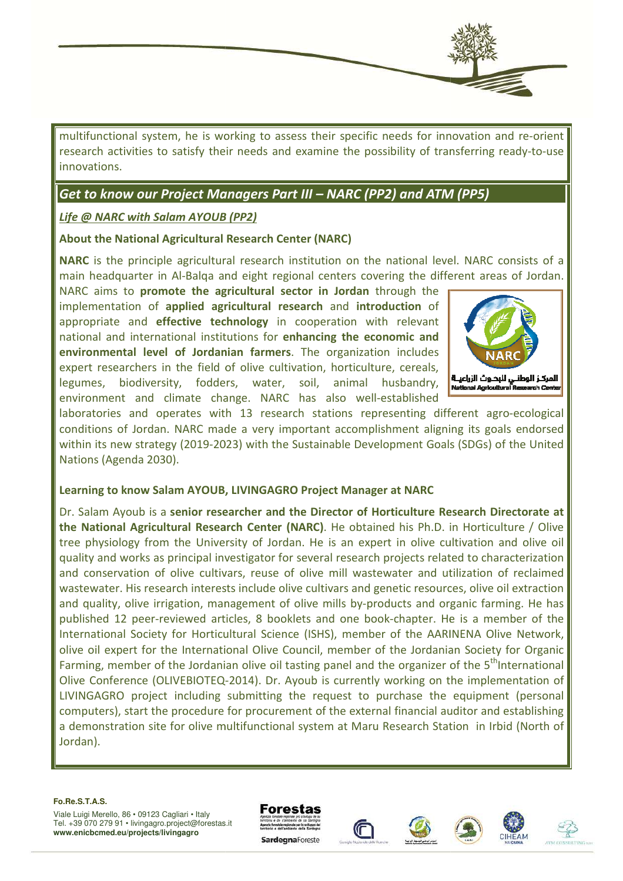multifunctional system, he is working to assess their specific needs for innovation and re-orient research activities to satisfy their needs and examine the possibility of transferring ready-to-use innovations.

## *Get to know our Project Managers Part III – NARC (PP2) and ATM (PP5)*

### *Life @ NARC with Salam AYOUB (PP2)*

**About the National Agricultural Research Center (NARC)**

**NARC** is the principle agricultural research institution on the national level. NARC consists of a main headquarter in Al-Balqa and eight regional centers covering the different areas of Jordan. NARC aims to **promote the agricultural sector in Jordan** through the implementation of **applied agricultural research** and **introduction** of appropriate and **effective technology** in cooperation with relevant national and international institutions for **enhancing the economic and environmental level of Jordanian farmers**. The organization includes expert researchers in the field of olive cultivation, horticulture, cereals, legumes, biodiversity, fodders, water, soil, animal husbandry, environment and climate change. NARC has also well-established laboratories and operates with 13 research stations representing different agro-ecological conditions of Jordan. NARC made a very important accomplishment aligning its goals endorsed within its new strategy (2019-2023) with the Sustainable Development Goals (SDGs) of the United Nations (Agenda 2030).

**Learning to know Salam AYOUB, LIVINGAGRO Project Manager at NARC**

Dr. Salam Ayoub is a **senior researcher and the Director of Horticulture Research Directorate at the National Agricultural Research Center (NARC)**. He obtained his Ph.D. in Horticulture / Olive tree physiology from the University of Jordan. He is an expert in olive cultivation and olive oil quality and works as principal investigator for several research projects related to characterization and conservation of olive cultivars, reuse of olive mill wastewater and utilization of reclaimed wastewater. His research interests include olive cultivars and genetic resources, olive oil extraction and quality, olive irrigation, management of olive mills by-products and organic farming. He has published 12 peer-reviewed articles, 8 booklets and one book-chapter. He is a member of the International Society for Horticultural Science (ISHS), member of the AARINENA Olive Network, olive oil expert for the International Olive Council, member of the Jordanian Society for Organic Farming, member of the Jordanian olive oil tasting panel and the organizer of the 5th International Olive Conference (OLIVEBIOTEQ-2014). Dr. Ayoub is currently working on the implementation of LIVINGAGRO project including submitting the request to purchase the equipment (personal computers), start the procedure for procurement of the external financial auditor and establishing a demonstration site for olive multifunctional system at Maru Research Station in Irbid (North of Jordan).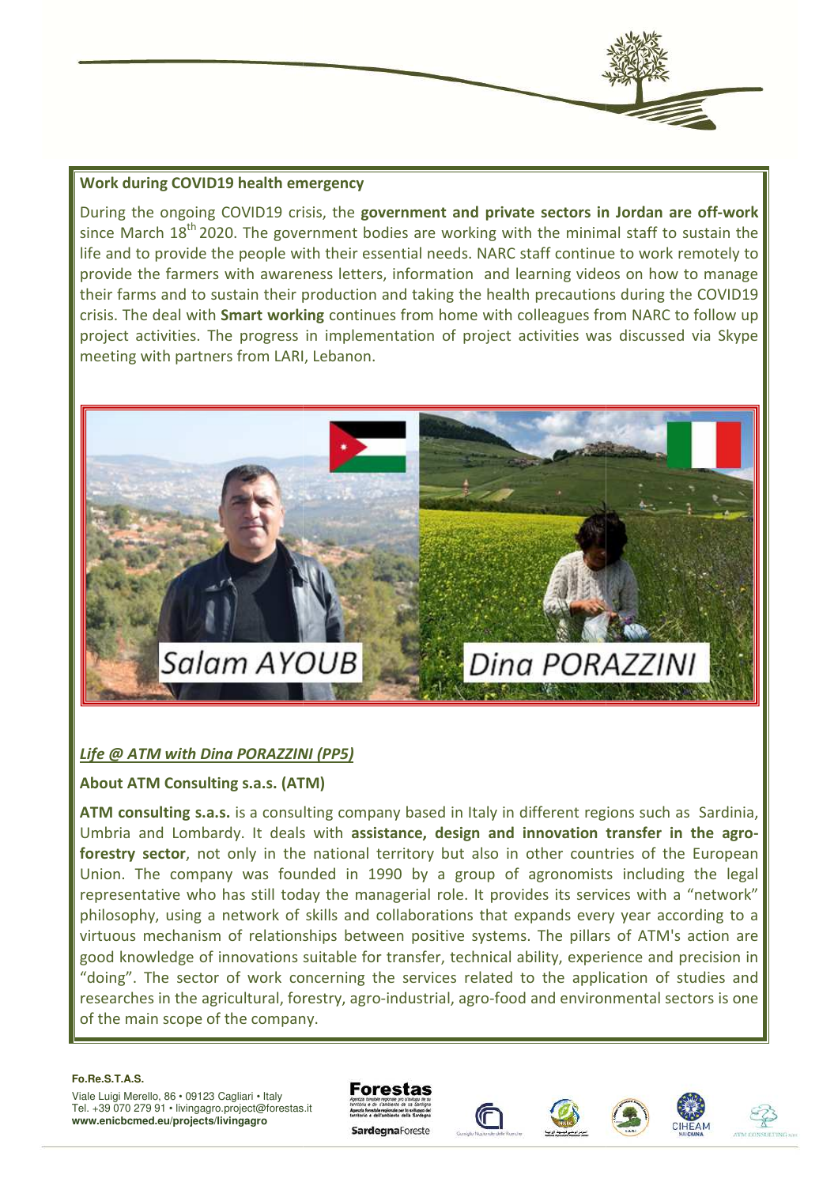**Work during COVID19 health emergency**

During the ongoing COVID19 crisis, the **government and private sectors in Jordan are off-work** since March 18th 2020. The government bodies are working with the minimal staff to sustain the life and to provide the people with their essential needs. NARC staff continue to work remotely to provide the farmers with awareness letters, information and learning videos on how to manage their farms and to sustain their production and taking the health precautions during the COVID19 crisis. The deal with **Smart working** continues from home with colleagues from NARC to follow up project activities. The progress in implementation of project activities was discussed via Skype meeting with partners from LARI, Lebanon.

Salam AYOUB Dina PORAZZINI

***Life @ ATM with Dina PORAZZINI (PP5)***

**About ATM Consulting s.a.s. (ATM)**

**ATM consulting s.a.s.** is a consulting company based in Italy in different regions such as Sardinia, Umbria and Lombardy. It deals with **assistance, design and innovation transfer in the agro-forestry sector**, not only in the national territory but also in other countries of the European Union. The company was founded in 1990 by a group of agronomists including the legal representative who has still today the managerial role. It provides its services with a "network" philosophy, using a network of skills and collaborations that expands every year according to a virtuous mechanism of relationships between positive systems. The pillars of ATM's action are good knowledge of innovations suitable for transfer, technical ability, experience and precision in "doing". The sector of work concerning the services related to the application of studies and researches in the agricultural, forestry, agro-industrial, agro-food and environmental sectors is one of the main scope of the company.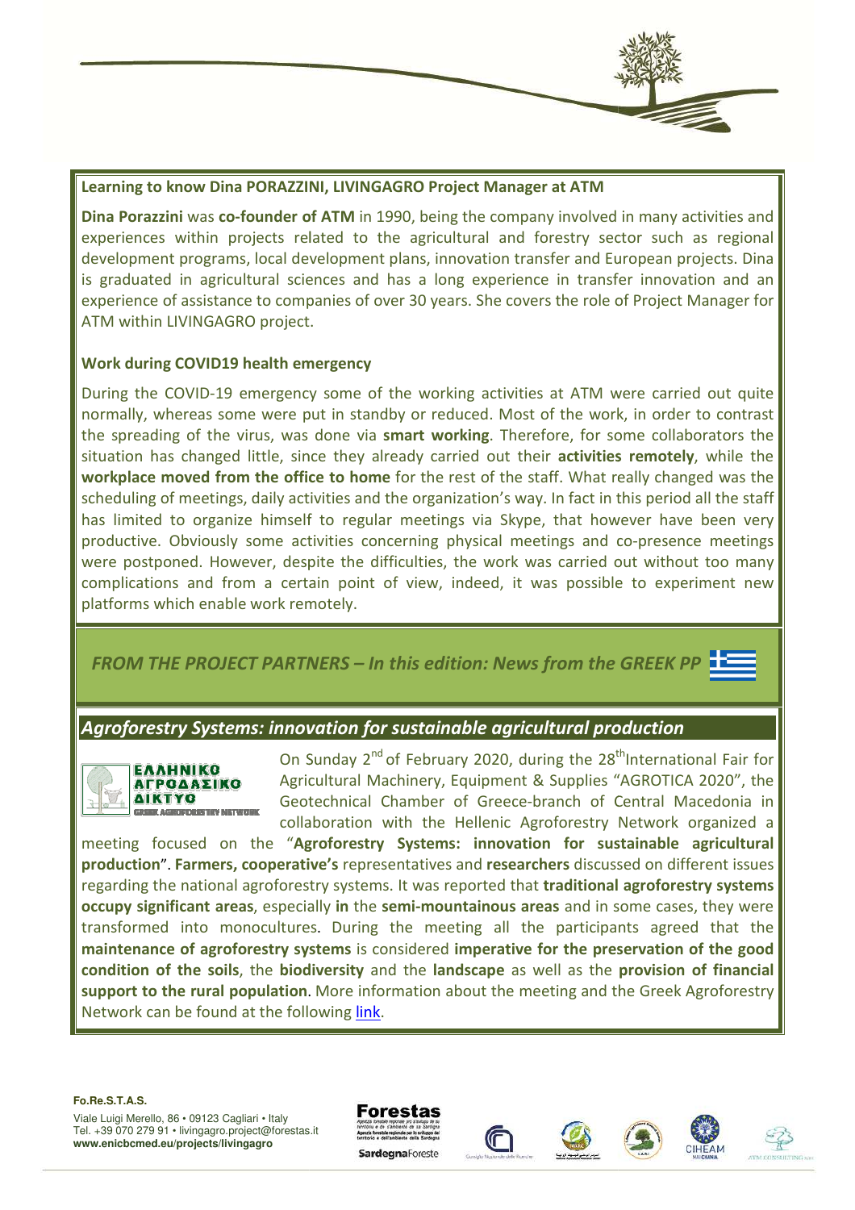**Learning to know Dina PORAZZINI, LIVINGAGRO Project Manager at ATM**

**Dina Porazzini** was **co-founder of ATM** in 1990, being the company involved in many activities and experiences within projects related to the agricultural and forestry sector such as regional development programs, local development plans, innovation transfer and European projects. Dina is graduated in agricultural sciences and has a long experience in transfer innovation and an experience of assistance to companies of over 30 years. She covers the role of Project Manager for ATM within LIVINGAGRO project.

**Work during COVID19 health emergency**

During the COVID-19 emergency some of the working activities at ATM were carried out quite normally, whereas some were put in standby or reduced. Most of the work, in order to contrast the spreading of the virus, was done via **smart working**. Therefore, for some collaborators the situation has changed little, since they already carried out their **activities remotely**, while the **workplace moved from the office to home** for the rest of the staff. What really changed was the scheduling of meetings, daily activities and the organization's way. In fact in this period all the staff has limited to organize himself to regular meetings via Skype, that however have been very productive. Obviously some activities concerning physical meetings and co-presence meetings were postponed. However, despite the difficulties, the work was carried out without too many complications and from a certain point of view, indeed, it was possible to experiment new platforms which enable work remotely.

## *FROM THE PROJECT PARTNERS – In this edition: News from the GREEK PP*

### *Agroforestry Systems: innovation for sustainable agricultural production*

ΕΛΛΗΝΙΚΟ ΑΓΡΟΔΑΣΙΚΟ ΔΙΚΤΥΟ
GREEK AGROFORESTRY NETWORK

On Sunday 2nd of February 2020, during the 28th International Fair for Agricultural Machinery, Equipment & Supplies "AGROTICA 2020", the Geotechnical Chamber of Greece-branch of Central Macedonia in collaboration with the Hellenic Agroforestry Network organized a meeting focused on the "**Agroforestry Systems: innovation for sustainable agricultural production**". **Farmers, cooperative's** representatives and **researchers** discussed on different issues regarding the national agroforestry systems. It was reported that **traditional agroforestry systems occupy significant areas**, especially **in** the **semi-mountainous areas** and in some cases, they were transformed into monocultures. During the meeting all the participants agreed that the **maintenance of agroforestry systems** is considered **imperative for the preservation of the good condition of the soils**, the **biodiversity** and the **landscape** as well as the **provision of financial support to the rural population**. More information about the meeting and the Greek Agroforestry Network can be found at the following link.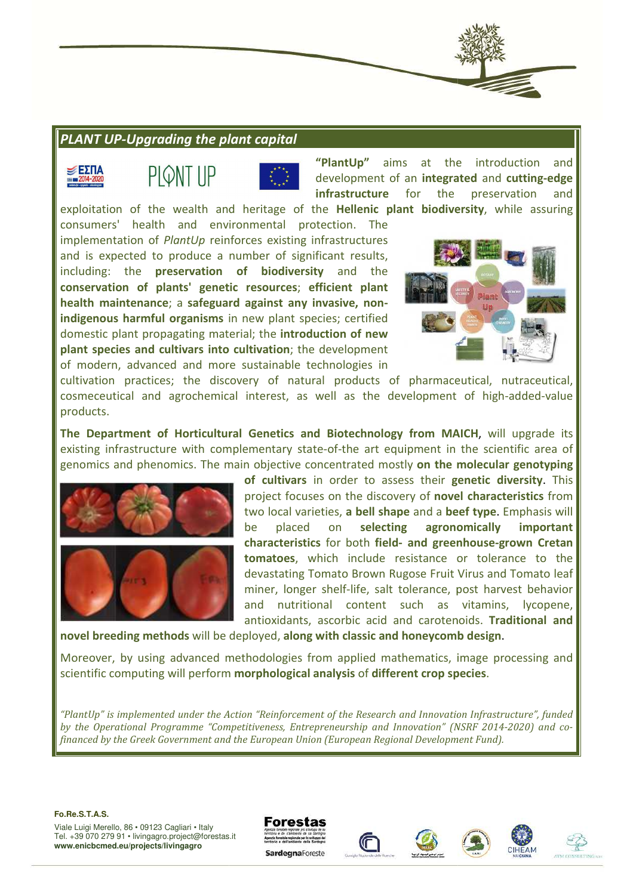## *PLANT UP-Upgrading the plant capital*

**"PlantUp"** aims at the introduction and development of an **integrated** and **cutting-edge infrastructure** for the preservation and exploitation of the wealth and heritage of the **Hellenic plant biodiversity**, while assuring consumers' health and environmental protection. The implementation of *PlantUp* reinforces existing infrastructures and is expected to produce a number of significant results, including: the **preservation of biodiversity** and the **conservation of plants' genetic resources**; **efficient plant health maintenance**; a **safeguard against any invasive, non-indigenous harmful organisms** in new plant species; certified domestic plant propagating material; the **introduction of new plant species and cultivars into cultivation**; the development of modern, advanced and more sustainable technologies in cultivation practices; the discovery of natural products of pharmaceutical, nutraceutical, cosmeceutical and agrochemical interest, as well as the development of high-added-value products.

**The Department of Horticultural Genetics and Biotechnology from MAICH**, will upgrade its existing infrastructure with complementary state-of-the art equipment in the scientific area of genomics and phenomics. The main objective concentrated mostly **on the molecular genotyping of cultivars** in order to assess their **genetic diversity**. This project focuses on the discovery of **novel characteristics** from two local varieties, **a bell shape** and a **beef type**. Emphasis will be placed on **selecting agronomically important characteristics** for both **field- and greenhouse-grown Cretan tomatoes**, which include resistance or tolerance to the devastating Tomato Brown Rugose Fruit Virus and Tomato leaf miner, longer shelf-life, salt tolerance, post harvest behavior and nutritional content such as vitamins, lycopene, antioxidants, ascorbic acid and carotenoids. **Traditional and novel breeding methods** will be deployed, **along with classic and honeycomb design**.

Moreover, by using advanced methodologies from applied mathematics, image processing and scientific computing will perform **morphological analysis** of **different crop species**.

*"PlantUp" is implemented under the Action "Reinforcement of the Research and Innovation Infrastructure", funded by the Operational Programme "Competitiveness, Entrepreneurship and Innovation" (NSRF 2014-2020) and co-financed by the Greek Government and the European Union (European Regional Development Fund).*

**Fo.Re.S.T.A.S.**
Viale Luigi Merello, 86 • 09123 Cagliari • Italy
Tel. +39 070 279 91 • livingagro.project@forestas.it
**www.enicbcmed.eu/projects/livingagro**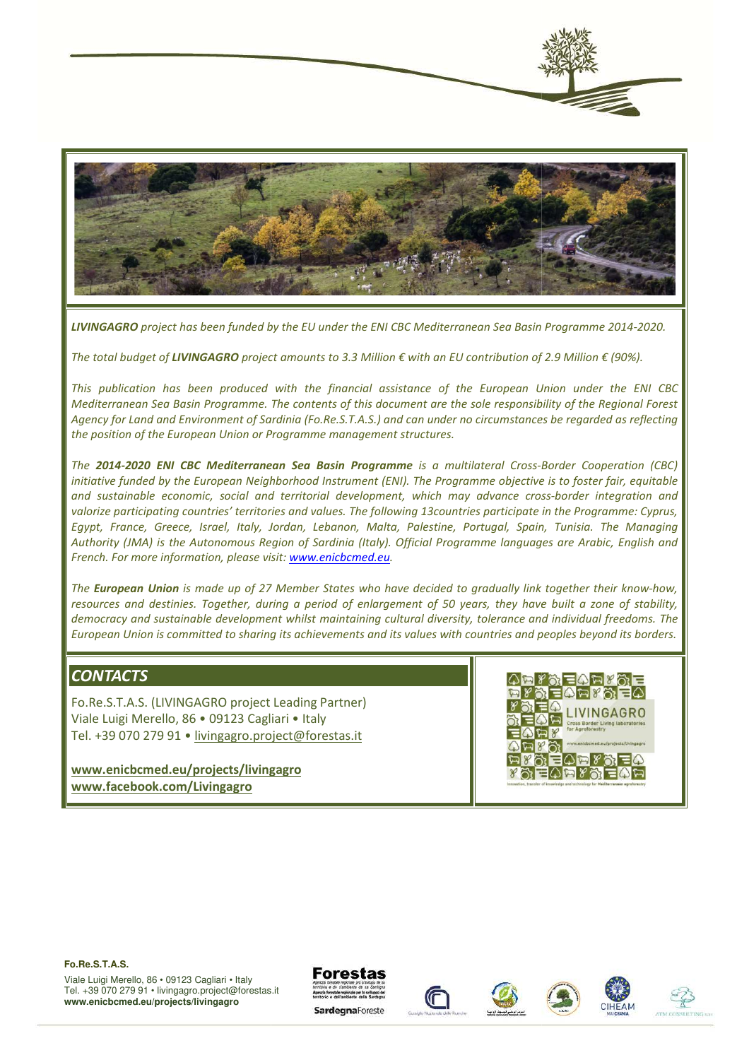***LIVINGAGRO** project has been funded by the EU under the ENI CBC Mediterranean Sea Basin Programme 2014-2020.*

*The total budget of **LIVINGAGRO** project amounts to 3.3 Million € with an EU contribution of 2.9 Million € (90%).*

*This publication has been produced with the financial assistance of the European Union under the ENI CBC Mediterranean Sea Basin Programme. The contents of this document are the sole responsibility of the Regional Forest Agency for Land and Environment of Sardinia (Fo.Re.S.T.A.S.) and can under no circumstances be regarded as reflecting the position of the European Union or Programme management structures.*

*The **2014-2020 ENI CBC Mediterranean Sea Basin Programme** is a multilateral Cross-Border Cooperation (CBC) initiative funded by the European Neighborhood Instrument (ENI). The Programme objective is to foster fair, equitable and sustainable economic, social and territorial development, which may advance cross-border integration and valorize participating countries' territories and values. The following 13countries participate in the Programme: Cyprus, Egypt, France, Greece, Israel, Italy, Jordan, Lebanon, Malta, Palestine, Portugal, Spain, Tunisia. The Managing Authority (JMA) is the Autonomous Region of Sardinia (Italy). Official Programme languages are Arabic, English and French. For more information, please visit: [www.enicbcmed.eu](www.enicbcmed.eu).*

*The **European Union** is made up of 27 Member States who have decided to gradually link together their know-how, resources and destinies. Together, during a period of enlargement of 50 years, they have built a zone of stability, democracy and sustainable development whilst maintaining cultural diversity, tolerance and individual freedoms. The European Union is committed to sharing its achievements and its values with countries and peoples beyond its borders.*

## *CONTACTS*

Fo.Re.S.T.A.S. (LIVINGAGRO project Leading Partner)
Viale Luigi Merello, 86 • 09123 Cagliari • Italy
Tel. +39 070 279 91 • livingagro.project@forestas.it

**www.enicbcmed.eu/projects/livingagro**
**www.facebook.com/Livingagro**

LIVINGAGRO
Cross Border Living laboratories for Agroforestry
www.enicbcmed.eu/projects/livingagro
Innovation, transfer of knowledge and technology for Mediterranean agroforestry